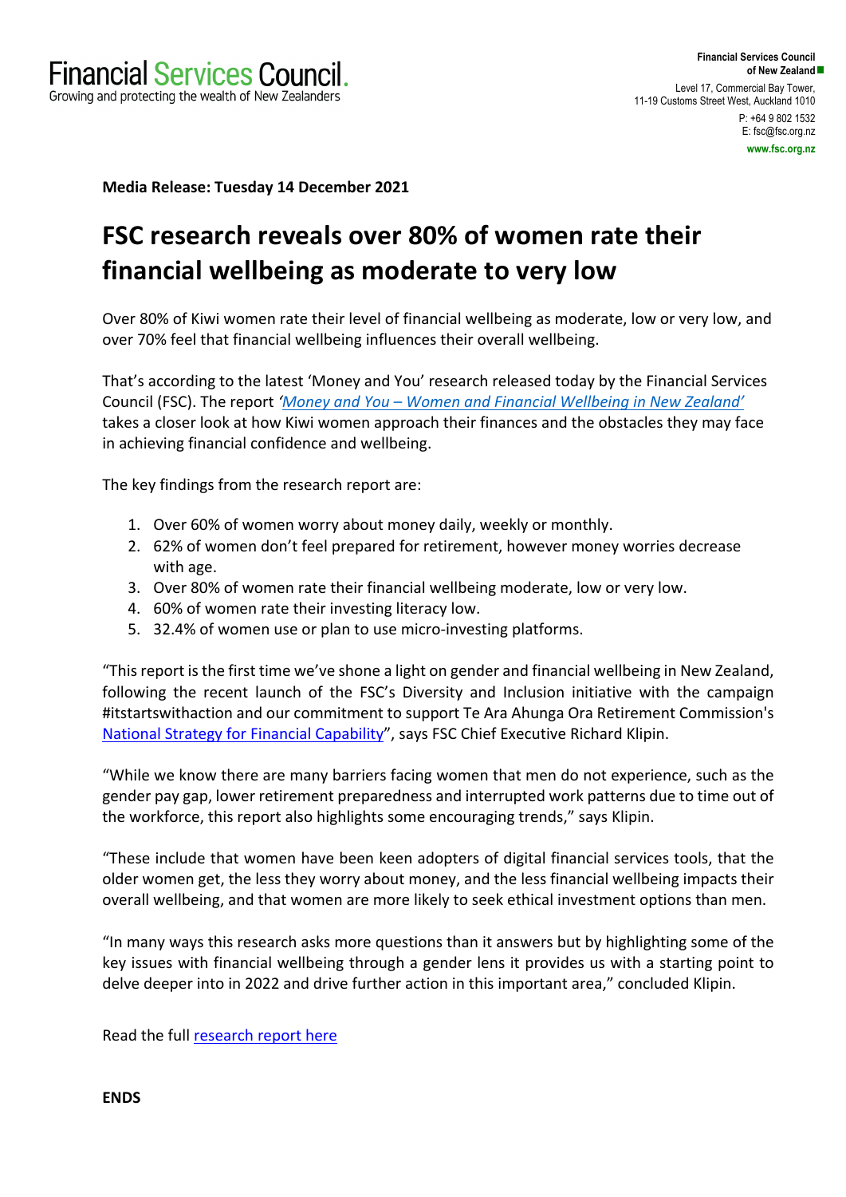Financial Services Council.
Growing and protecting the wealth of New Zealanders

Financial Services Council of New Zealand
Level 17, Commercial Bay Tower,
11-19 Customs Street West, Auckland 1010
P: +64 9 802 1532
E: fsc@fsc.org.nz
www.fsc.org.nz

**Media Release: Tuesday 14 December 2021**

# FSC research reveals over 80% of women rate their financial wellbeing as moderate to very low

Over 80% of Kiwi women rate their level of financial wellbeing as moderate, low or very low, and over 70% feel that financial wellbeing influences their overall wellbeing.

That's according to the latest 'Money and You' research released today by the Financial Services Council (FSC). The report *'Money and You – Women and Financial Wellbeing in New Zealand'* takes a closer look at how Kiwi women approach their finances and the obstacles they may face in achieving financial confidence and wellbeing.

The key findings from the research report are:

1. Over 60% of women worry about money daily, weekly or monthly.
2. 62% of women don't feel prepared for retirement, however money worries decrease with age.
3. Over 80% of women rate their financial wellbeing moderate, low or very low.
4. 60% of women rate their investing literacy low.
5. 32.4% of women use or plan to use micro-investing platforms.

"This report is the first time we've shone a light on gender and financial wellbeing in New Zealand, following the recent launch of the FSC's Diversity and Inclusion initiative with the campaign #itstartswithaction and our commitment to support Te Ara Ahunga Ora Retirement Commission's National Strategy for Financial Capability", says FSC Chief Executive Richard Klipin.

"While we know there are many barriers facing women that men do not experience, such as the gender pay gap, lower retirement preparedness and interrupted work patterns due to time out of the workforce, this report also highlights some encouraging trends," says Klipin.

"These include that women have been keen adopters of digital financial services tools, that the older women get, the less they worry about money, and the less financial wellbeing impacts their overall wellbeing, and that women are more likely to seek ethical investment options than men.

"In many ways this research asks more questions than it answers but by highlighting some of the key issues with financial wellbeing through a gender lens it provides us with a starting point to delve deeper into in 2022 and drive further action in this important area," concluded Klipin.

Read the full research report here

**ENDS**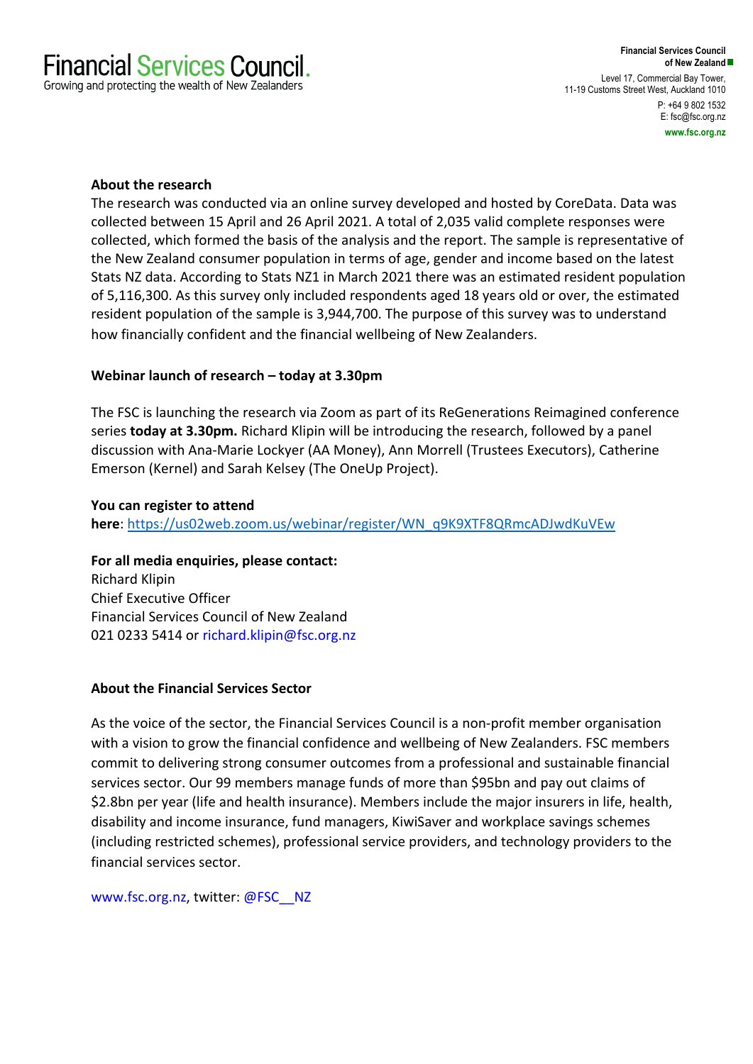**About the research**

The research was conducted via an online survey developed and hosted by CoreData. Data was collected between 15 April and 26 April 2021. A total of 2,035 valid complete responses were collected, which formed the basis of the analysis and the report. The sample is representative of the New Zealand consumer population in terms of age, gender and income based on the latest Stats NZ data. According to Stats NZ1 in March 2021 there was an estimated resident population of 5,116,300. As this survey only included respondents aged 18 years old or over, the estimated resident population of the sample is 3,944,700. The purpose of this survey was to understand how financially confident and the financial wellbeing of New Zealanders.

**Webinar launch of research – today at 3.30pm**

The FSC is launching the research via Zoom as part of its ReGenerations Reimagined conference series **today at 3.30pm.** Richard Klipin will be introducing the research, followed by a panel discussion with Ana-Marie Lockyer (AA Money), Ann Morrell (Trustees Executors), Catherine Emerson (Kernel) and Sarah Kelsey (The OneUp Project).

**You can register to attend here**: https://us02web.zoom.us/webinar/register/WN_q9K9XTF8QRmcADJwdKuVEw

**For all media enquiries, please contact:**
Richard Klipin
Chief Executive Officer
Financial Services Council of New Zealand
021 0233 5414 or richard.klipin@fsc.org.nz

**About the Financial Services Sector**

As the voice of the sector, the Financial Services Council is a non-profit member organisation with a vision to grow the financial confidence and wellbeing of New Zealanders. FSC members commit to delivering strong consumer outcomes from a professional and sustainable financial services sector. Our 99 members manage funds of more than $95bn and pay out claims of $2.8bn per year (life and health insurance). Members include the major insurers in life, health, disability and income insurance, fund managers, KiwiSaver and workplace savings schemes (including restricted schemes), professional service providers, and technology providers to the financial services sector.

www.fsc.org.nz, twitter: @FSC__NZ